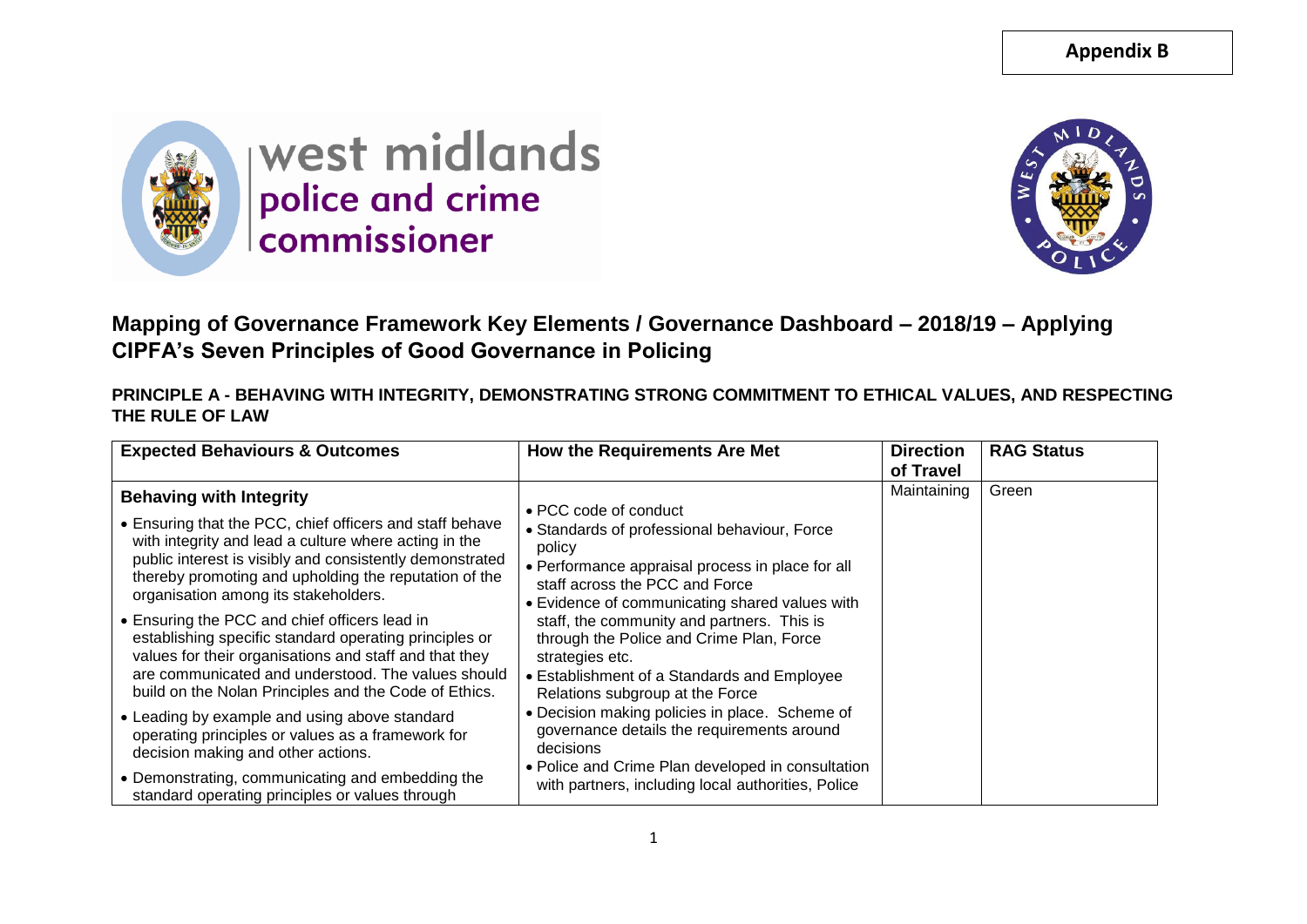**Appendix B**

west midlands police and crime commissioner

# Mapping of Governance Framework Key Elements / Governance Dashboard – 2018/19 – Applying CIPFA's Seven Principles of Good Governance in Policing

## PRINCIPLE A - BEHAVING WITH INTEGRITY, DEMONSTRATING STRONG COMMITMENT TO ETHICAL VALUES, AND RESPECTING THE RULE OF LAW

| Expected Behaviours & Outcomes | How the Requirements Are Met | Direction of Travel | RAG Status |
|---|---|---|---|
| **Behaving with Integrity**<br>• Ensuring that the PCC, chief officers and staff behave with integrity and lead a culture where acting in the public interest is visibly and consistently demonstrated thereby promoting and upholding the reputation of the organisation among its stakeholders.<br>• Ensuring the PCC and chief officers lead in establishing specific standard operating principles or values for their organisations and staff and that they are communicated and understood. The values should build on the Nolan Principles and the Code of Ethics.<br>• Leading by example and using above standard operating principles or values as a framework for decision making and other actions.<br>• Demonstrating, communicating and embedding the standard operating principles or values through | • PCC code of conduct<br>• Standards of professional behaviour, Force policy<br>• Performance appraisal process in place for all staff across the PCC and Force<br>• Evidence of communicating shared values with staff, the community and partners. This is through the Police and Crime Plan, Force strategies etc.<br>• Establishment of a Standards and Employee Relations subgroup at the Force<br>• Decision making policies in place. Scheme of governance details the requirements around decisions<br>• Police and Crime Plan developed in consultation with partners, including local authorities, Police | Maintaining | Green |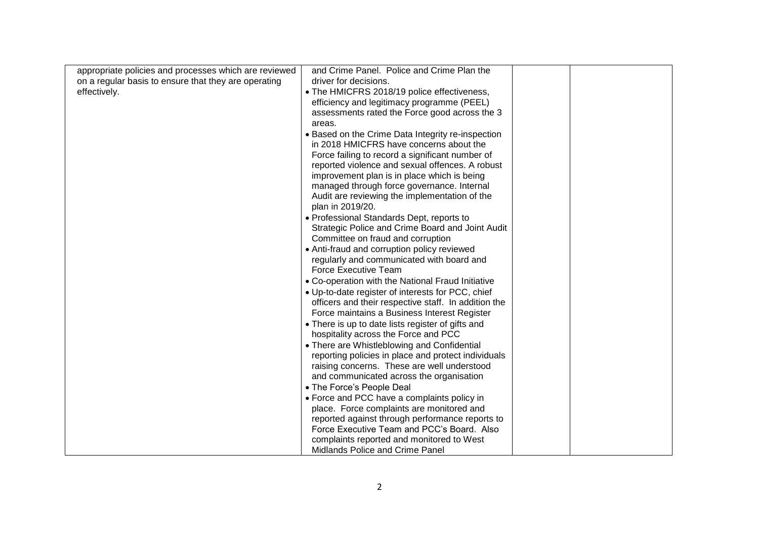| | | | |
|---|---|---|---|
| appropriate policies and processes which are reviewed on a regular basis to ensure that they are operating effectively. | and Crime Panel. Police and Crime Plan the driver for decisions.<br>• The HMICFRS 2018/19 police effectiveness, efficiency and legitimacy programme (PEEL) assessments rated the Force good across the 3 areas.<br>• Based on the Crime Data Integrity re-inspection in 2018 HMICFRS have concerns about the Force failing to record a significant number of reported violence and sexual offences. A robust improvement plan is in place which is being managed through force governance. Internal Audit are reviewing the implementation of the plan in 2019/20.<br>• Professional Standards Dept, reports to Strategic Police and Crime Board and Joint Audit Committee on fraud and corruption<br>• Anti-fraud and corruption policy reviewed regularly and communicated with board and Force Executive Team<br>• Co-operation with the National Fraud Initiative<br>• Up-to-date register of interests for PCC, chief officers and their respective staff. In addition the Force maintains a Business Interest Register<br>• There is up to date lists register of gifts and hospitality across the Force and PCC<br>• There are Whistleblowing and Confidential reporting policies in place and protect individuals raising concerns. These are well understood and communicated across the organisation<br>• The Force's People Deal<br>• Force and PCC have a complaints policy in place. Force complaints are monitored and reported against through performance reports to Force Executive Team and PCC's Board. Also complaints reported and monitored to West Midlands Police and Crime Panel | | |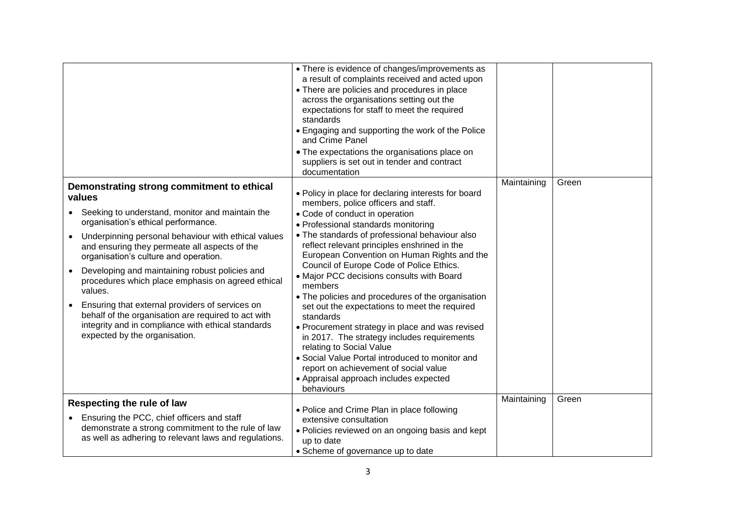| | | | |
|---|---|---|---|
| | • There is evidence of changes/improvements as a result of complaints received and acted upon<br>• There are policies and procedures in place across the organisations setting out the expectations for staff to meet the required standards<br>• Engaging and supporting the work of the Police and Crime Panel<br>• The expectations the organisations place on suppliers is set out in tender and contract documentation | | |
| **Demonstrating strong commitment to ethical values**<br>• Seeking to understand, monitor and maintain the organisation's ethical performance.<br>• Underpinning personal behaviour with ethical values and ensuring they permeate all aspects of the organisation's culture and operation.<br>• Developing and maintaining robust policies and procedures which place emphasis on agreed ethical values.<br>• Ensuring that external providers of services on behalf of the organisation are required to act with integrity and in compliance with ethical standards expected by the organisation. | • Policy in place for declaring interests for board members, police officers and staff.<br>• Code of conduct in operation<br>• Professional standards monitoring<br>• The standards of professional behaviour also reflect relevant principles enshrined in the European Convention on Human Rights and the Council of Europe Code of Police Ethics.<br>• Major PCC decisions consults with Board members<br>• The policies and procedures of the organisation set out the expectations to meet the required standards<br>• Procurement strategy in place and was revised in 2017. The strategy includes requirements relating to Social Value<br>• Social Value Portal introduced to monitor and report on achievement of social value<br>• Appraisal approach includes expected behaviours | Maintaining | Green |
| **Respecting the rule of law**<br>• Ensuring the PCC, chief officers and staff demonstrate a strong commitment to the rule of law as well as adhering to relevant laws and regulations. | • Police and Crime Plan in place following extensive consultation<br>• Policies reviewed on an ongoing basis and kept up to date<br>• Scheme of governance up to date | Maintaining | Green |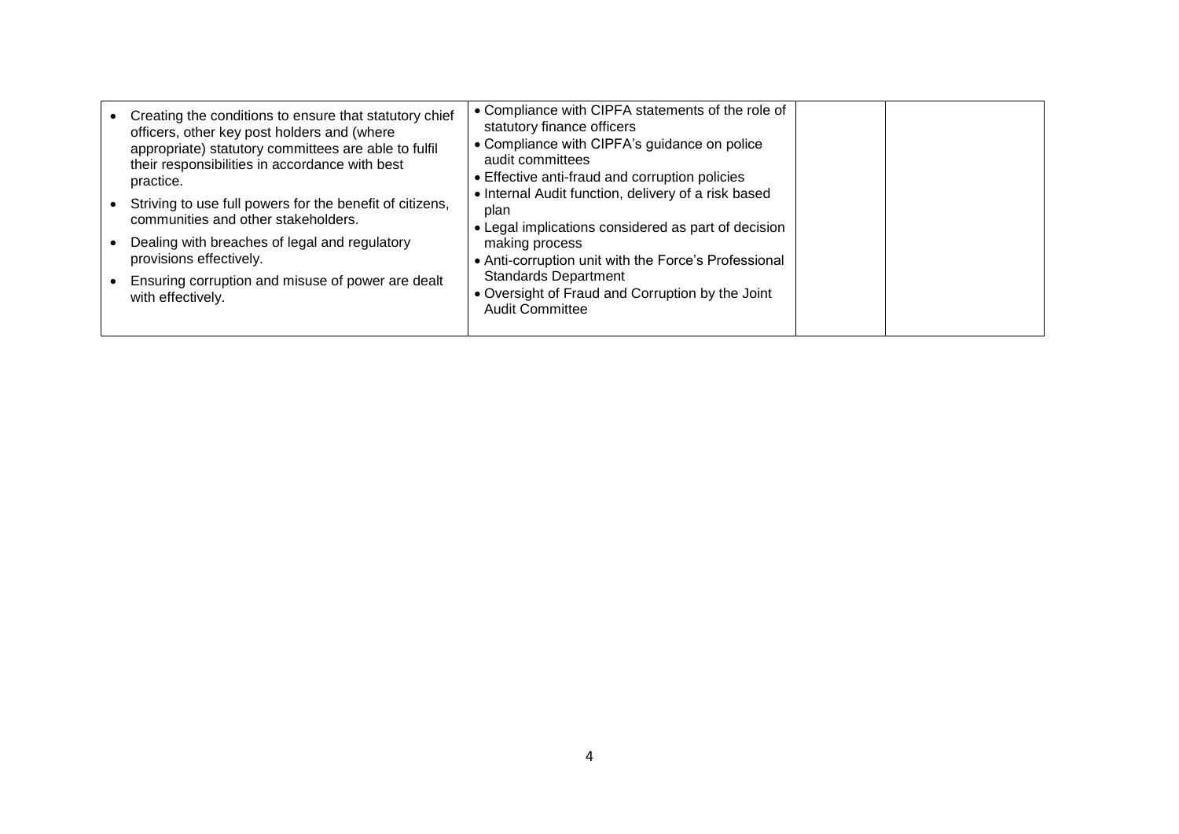| | | | |
|---|---|---|---|
| • Creating the conditions to ensure that statutory chief officers, other key post holders and (where appropriate) statutory committees are able to fulfil their responsibilities in accordance with best practice.<br>• Striving to use full powers for the benefit of citizens, communities and other stakeholders.<br>• Dealing with breaches of legal and regulatory provisions effectively.<br>• Ensuring corruption and misuse of power are dealt with effectively. | • Compliance with CIPFA statements of the role of statutory finance officers<br>• Compliance with CIPFA's guidance on police audit committees<br>• Effective anti-fraud and corruption policies<br>• Internal Audit function, delivery of a risk based plan<br>• Legal implications considered as part of decision making process<br>• Anti-corruption unit with the Force's Professional Standards Department<br>• Oversight of Fraud and Corruption by the Joint Audit Committee | | |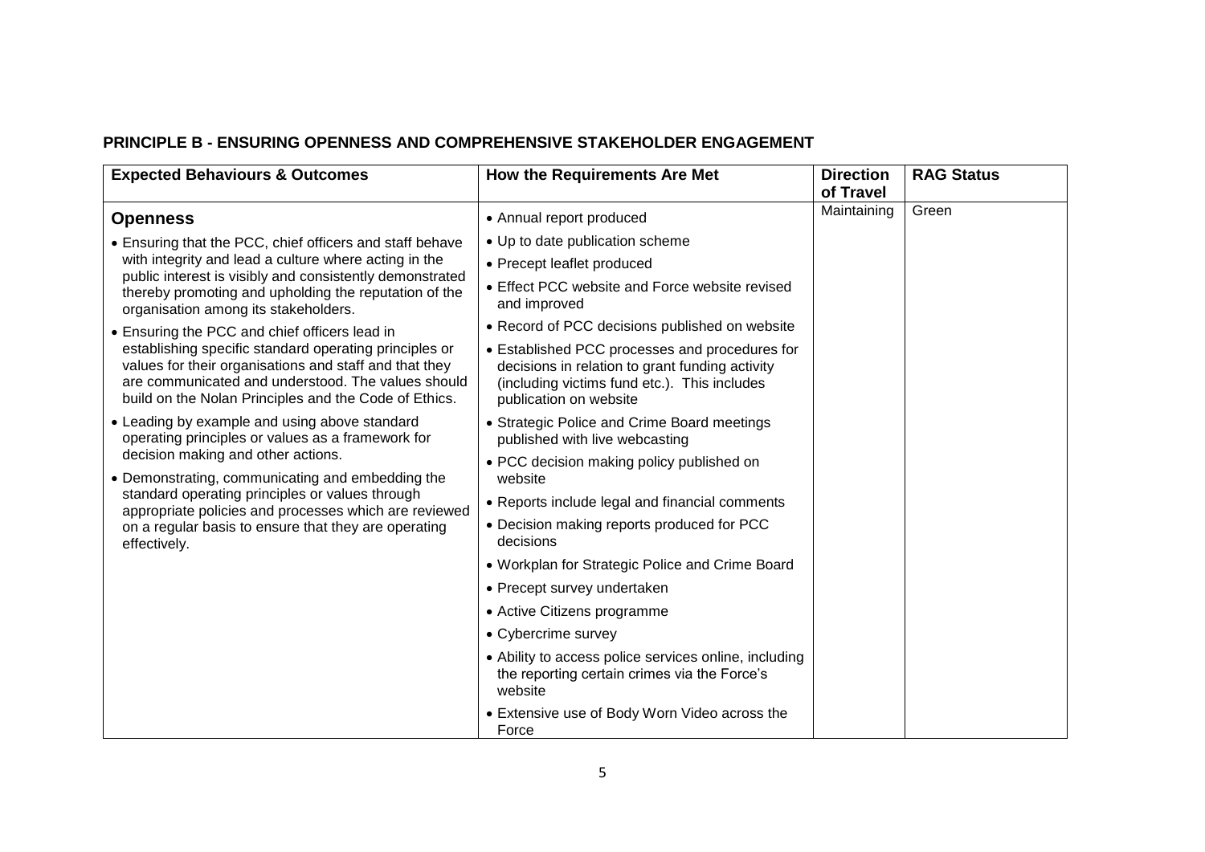## PRINCIPLE B - ENSURING OPENNESS AND COMPREHENSIVE STAKEHOLDER ENGAGEMENT

| Expected Behaviours & Outcomes | How the Requirements Are Met | Direction of Travel | RAG Status |
|---|---|---|---|
| **Openness**<br>• Ensuring that the PCC, chief officers and staff behave with integrity and lead a culture where acting in the public interest is visibly and consistently demonstrated thereby promoting and upholding the reputation of the organisation among its stakeholders.<br>• Ensuring the PCC and chief officers lead in establishing specific standard operating principles or values for their organisations and staff and that they are communicated and understood. The values should build on the Nolan Principles and the Code of Ethics.<br>• Leading by example and using above standard operating principles or values as a framework for decision making and other actions.<br>• Demonstrating, communicating and embedding the standard operating principles or values through appropriate policies and processes which are reviewed on a regular basis to ensure that they are operating effectively. | • Annual report produced<br>• Up to date publication scheme<br>• Precept leaflet produced<br>• Effect PCC website and Force website revised and improved<br>• Record of PCC decisions published on website<br>• Established PCC processes and procedures for decisions in relation to grant funding activity (including victims fund etc.). This includes publication on website<br>• Strategic Police and Crime Board meetings published with live webcasting<br>• PCC decision making policy published on website<br>• Reports include legal and financial comments<br>• Decision making reports produced for PCC decisions<br>• Workplan for Strategic Police and Crime Board<br>• Precept survey undertaken<br>• Active Citizens programme<br>• Cybercrime survey<br>• Ability to access police services online, including the reporting certain crimes via the Force's website<br>• Extensive use of Body Worn Video across the Force | Maintaining | Green |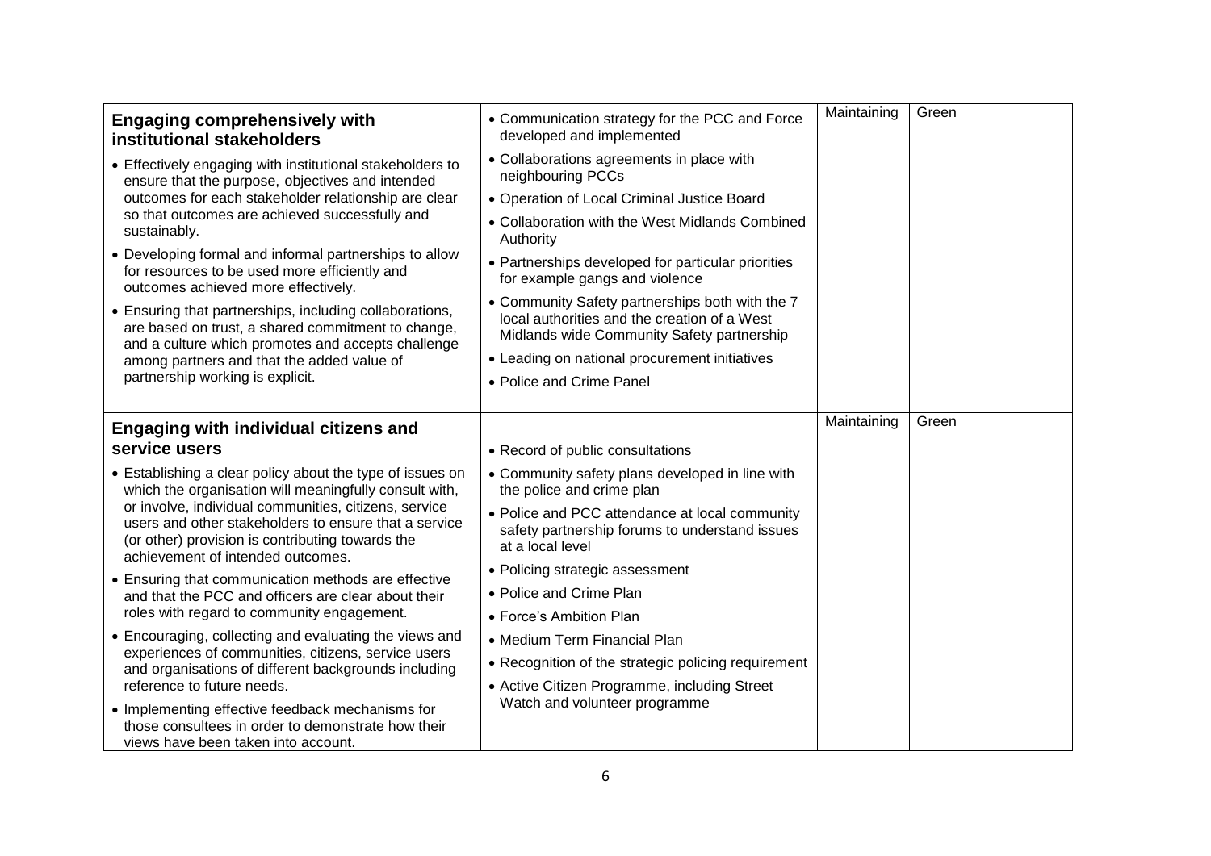| | | | |
|---|---|---|---|
| **Engaging comprehensively with institutional stakeholders**<br>• Effectively engaging with institutional stakeholders to ensure that the purpose, objectives and intended outcomes for each stakeholder relationship are clear so that outcomes are achieved successfully and sustainably.<br>• Developing formal and informal partnerships to allow for resources to be used more efficiently and outcomes achieved more effectively.<br>• Ensuring that partnerships, including collaborations, are based on trust, a shared commitment to change, and a culture which promotes and accepts challenge among partners and that the added value of partnership working is explicit. | • Communication strategy for the PCC and Force developed and implemented<br>• Collaborations agreements in place with neighbouring PCCs<br>• Operation of Local Criminal Justice Board<br>• Collaboration with the West Midlands Combined Authority<br>• Partnerships developed for particular priorities for example gangs and violence<br>• Community Safety partnerships both with the 7 local authorities and the creation of a West Midlands wide Community Safety partnership<br>• Leading on national procurement initiatives<br>• Police and Crime Panel | Maintaining | Green |
| **Engaging with individual citizens and service users**<br>• Establishing a clear policy about the type of issues on which the organisation will meaningfully consult with, or involve, individual communities, citizens, service users and other stakeholders to ensure that a service (or other) provision is contributing towards the achievement of intended outcomes.<br>• Ensuring that communication methods are effective and that the PCC and officers are clear about their roles with regard to community engagement.<br>• Encouraging, collecting and evaluating the views and experiences of communities, citizens, service users and organisations of different backgrounds including reference to future needs.<br>• Implementing effective feedback mechanisms for those consultees in order to demonstrate how their views have been taken into account. | • Record of public consultations<br>• Community safety plans developed in line with the police and crime plan<br>• Police and PCC attendance at local community safety partnership forums to understand issues at a local level<br>• Policing strategic assessment<br>• Police and Crime Plan<br>• Force's Ambition Plan<br>• Medium Term Financial Plan<br>• Recognition of the strategic policing requirement<br>• Active Citizen Programme, including Street Watch and volunteer programme | Maintaining | Green |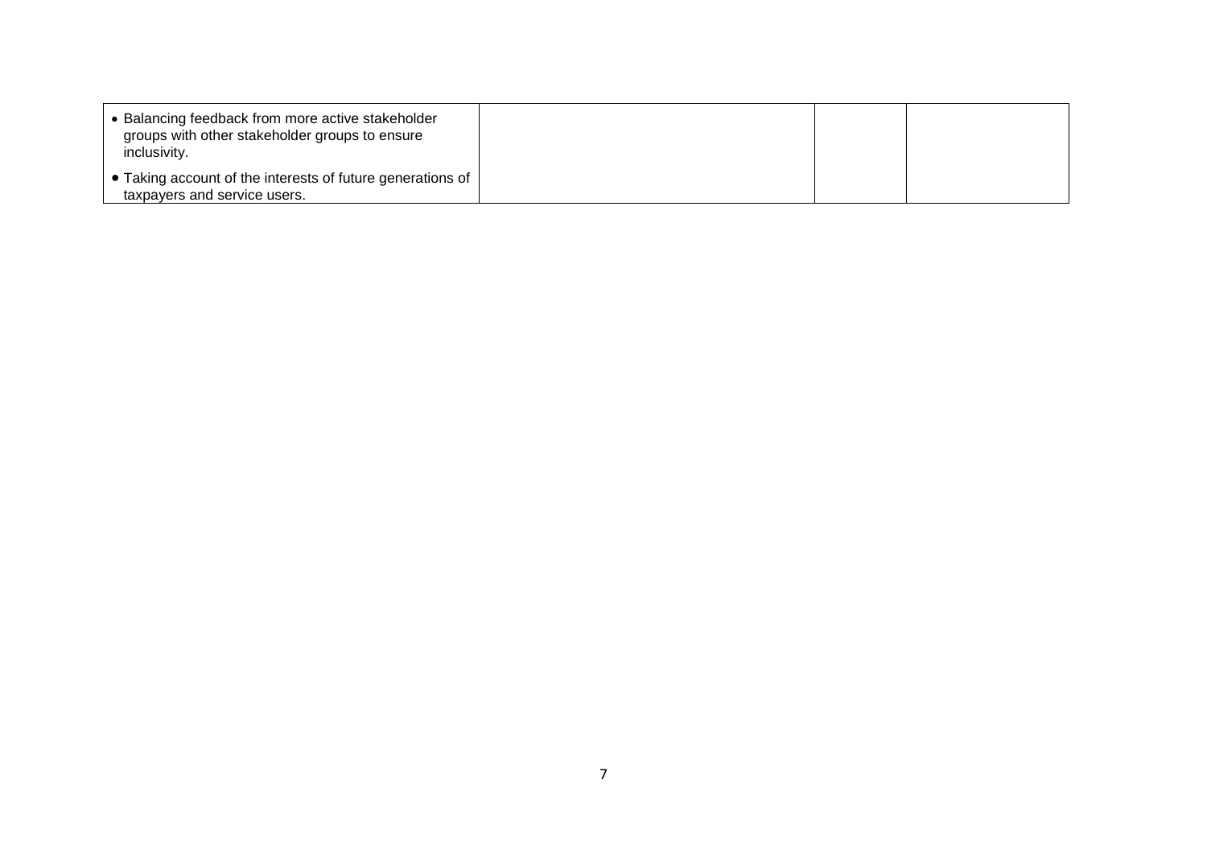| | | | |
|---|---|---|---|
| • Balancing feedback from more active stakeholder groups with other stakeholder groups to ensure inclusivity.<br>• Taking account of the interests of future generations of taxpayers and service users. | | | |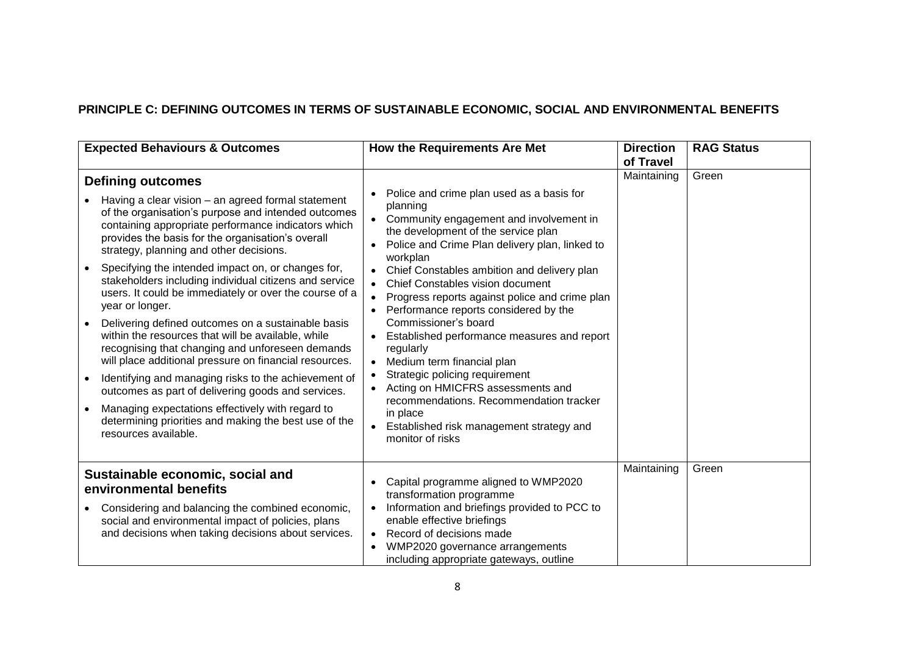**PRINCIPLE C: DEFINING OUTCOMES IN TERMS OF SUSTAINABLE ECONOMIC, SOCIAL AND ENVIRONMENTAL BENEFITS**

| Expected Behaviours & Outcomes | How the Requirements Are Met | Direction of Travel | RAG Status |
|---|---|---|---|
| **Defining outcomes**<br>• Having a clear vision – an agreed formal statement of the organisation's purpose and intended outcomes containing appropriate performance indicators which provides the basis for the organisation's overall strategy, planning and other decisions.<br>• Specifying the intended impact on, or changes for, stakeholders including individual citizens and service users. It could be immediately or over the course of a year or longer.<br>• Delivering defined outcomes on a sustainable basis within the resources that will be available, while recognising that changing and unforeseen demands will place additional pressure on financial resources.<br>• Identifying and managing risks to the achievement of outcomes as part of delivering goods and services.<br>• Managing expectations effectively with regard to determining priorities and making the best use of the resources available. | • Police and crime plan used as a basis for planning<br>• Community engagement and involvement in the development of the service plan<br>• Police and Crime Plan delivery plan, linked to workplan<br>• Chief Constables ambition and delivery plan<br>• Chief Constables vision document<br>• Progress reports against police and crime plan<br>• Performance reports considered by the Commissioner's board<br>• Established performance measures and report regularly<br>• Medium term financial plan<br>• Strategic policing requirement<br>• Acting on HMICFRS assessments and recommendations. Recommendation tracker in place<br>• Established risk management strategy and monitor of risks | Maintaining | Green |
| **Sustainable economic, social and environmental benefits**<br>• Considering and balancing the combined economic, social and environmental impact of policies, plans and decisions when taking decisions about services. | • Capital programme aligned to WMP2020 transformation programme<br>• Information and briefings provided to PCC to enable effective briefings<br>• Record of decisions made<br>• WMP2020 governance arrangements including appropriate gateways, outline | Maintaining | Green |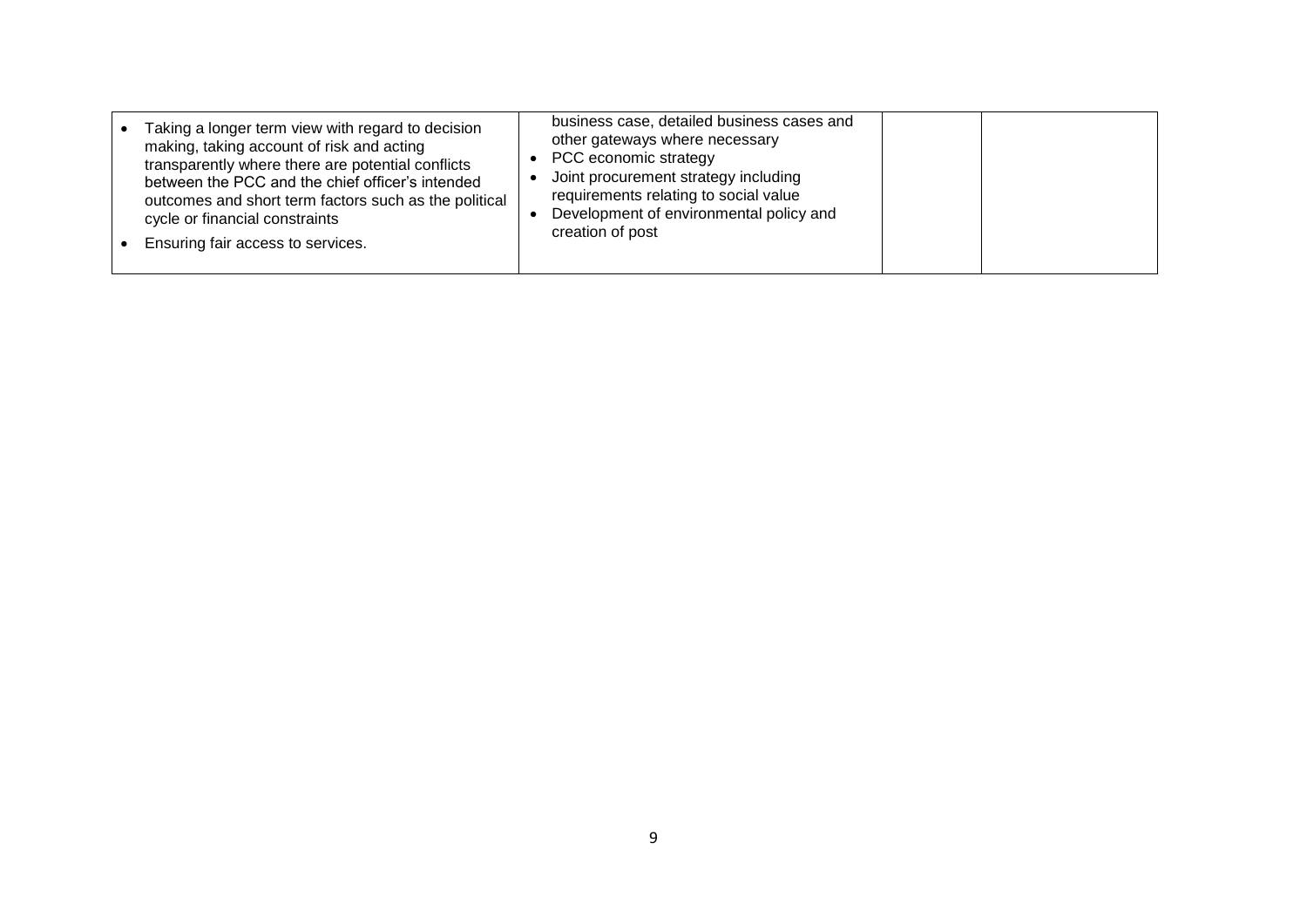| | | | |
|---|---|---|---|
| • Taking a longer term view with regard to decision making, taking account of risk and acting transparently where there are potential conflicts between the PCC and the chief officer's intended outcomes and short term factors such as the political cycle or financial constraints<br>• Ensuring fair access to services. | business case, detailed business cases and other gateways where necessary<br>• PCC economic strategy<br>• Joint procurement strategy including requirements relating to social value<br>• Development of environmental policy and creation of post | | |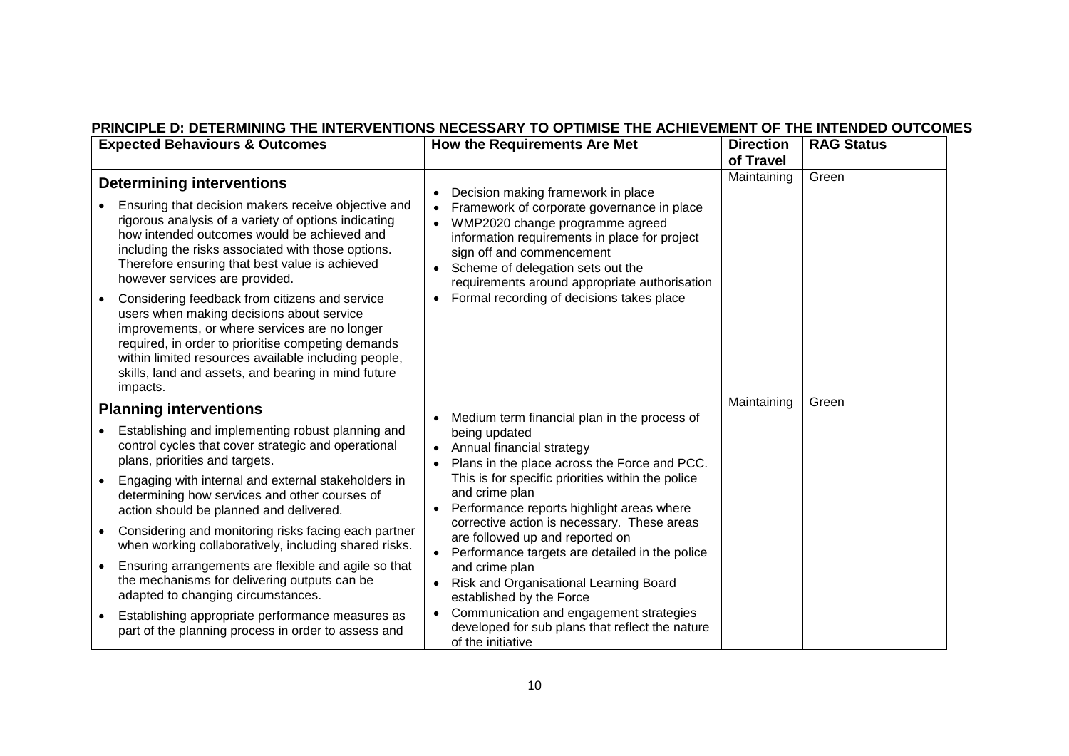**PRINCIPLE D: DETERMINING THE INTERVENTIONS NECESSARY TO OPTIMISE THE ACHIEVEMENT OF THE INTENDED OUTCOMES**

| Expected Behaviours & Outcomes | How the Requirements Are Met | Direction of Travel | RAG Status |
|---|---|---|---|
| **Determining interventions**<br>• Ensuring that decision makers receive objective and rigorous analysis of a variety of options indicating how intended outcomes would be achieved and including the risks associated with those options. Therefore ensuring that best value is achieved however services are provided.<br>• Considering feedback from citizens and service users when making decisions about service improvements, or where services are no longer required, in order to prioritise competing demands within limited resources available including people, skills, land and assets, and bearing in mind future impacts. | • Decision making framework in place<br>• Framework of corporate governance in place<br>• WMP2020 change programme agreed information requirements in place for project sign off and commencement<br>• Scheme of delegation sets out the requirements around appropriate authorisation<br>• Formal recording of decisions takes place | Maintaining | Green |
| **Planning interventions**<br>• Establishing and implementing robust planning and control cycles that cover strategic and operational plans, priorities and targets.<br>• Engaging with internal and external stakeholders in determining how services and other courses of action should be planned and delivered.<br>• Considering and monitoring risks facing each partner when working collaboratively, including shared risks.<br>• Ensuring arrangements are flexible and agile so that the mechanisms for delivering outputs can be adapted to changing circumstances.<br>• Establishing appropriate performance measures as part of the planning process in order to assess and | • Medium term financial plan in the process of being updated<br>• Annual financial strategy<br>• Plans in the place across the Force and PCC. This is for specific priorities within the police and crime plan<br>• Performance reports highlight areas where corrective action is necessary. These areas are followed up and reported on<br>• Performance targets are detailed in the police and crime plan<br>• Risk and Organisational Learning Board established by the Force<br>• Communication and engagement strategies developed for sub plans that reflect the nature of the initiative | Maintaining | Green |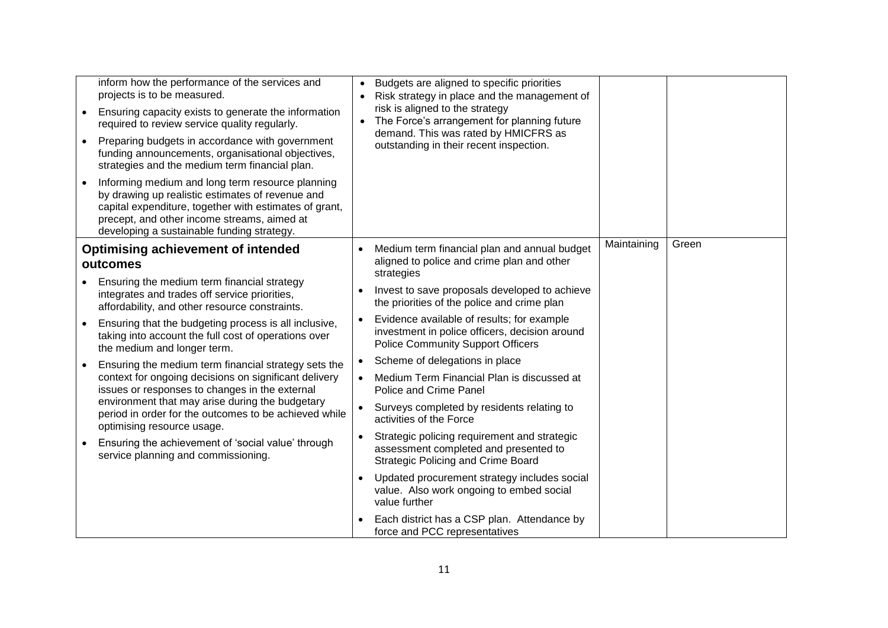| | | | |
|---|---|---|---|
| inform how the performance of the services and projects is to be measured.<br>• Ensuring capacity exists to generate the information required to review service quality regularly.<br>• Preparing budgets in accordance with government funding announcements, organisational objectives, strategies and the medium term financial plan.<br>• Informing medium and long term resource planning by drawing up realistic estimates of revenue and capital expenditure, together with estimates of grant, precept, and other income streams, aimed at developing a sustainable funding strategy. | • Budgets are aligned to specific priorities<br>• Risk strategy in place and the management of risk is aligned to the strategy<br>• The Force's arrangement for planning future demand. This was rated by HMICFRS as outstanding in their recent inspection. | | |
| **Optimising achievement of intended outcomes**<br>• Ensuring the medium term financial strategy integrates and trades off service priorities, affordability, and other resource constraints.<br>• Ensuring that the budgeting process is all inclusive, taking into account the full cost of operations over the medium and longer term.<br>• Ensuring the medium term financial strategy sets the context for ongoing decisions on significant delivery issues or responses to changes in the external environment that may arise during the budgetary period in order for the outcomes to be achieved while optimising resource usage.<br>• Ensuring the achievement of 'social value' through service planning and commissioning. | • Medium term financial plan and annual budget aligned to police and crime plan and other strategies<br>• Invest to save proposals developed to achieve the priorities of the police and crime plan<br>• Evidence available of results; for example investment in police officers, decision around Police Community Support Officers<br>• Scheme of delegations in place<br>• Medium Term Financial Plan is discussed at Police and Crime Panel<br>• Surveys completed by residents relating to activities of the Force<br>• Strategic policing requirement and strategic assessment completed and presented to Strategic Policing and Crime Board<br>• Updated procurement strategy includes social value. Also work ongoing to embed social value further<br>• Each district has a CSP plan. Attendance by force and PCC representatives | Maintaining | Green |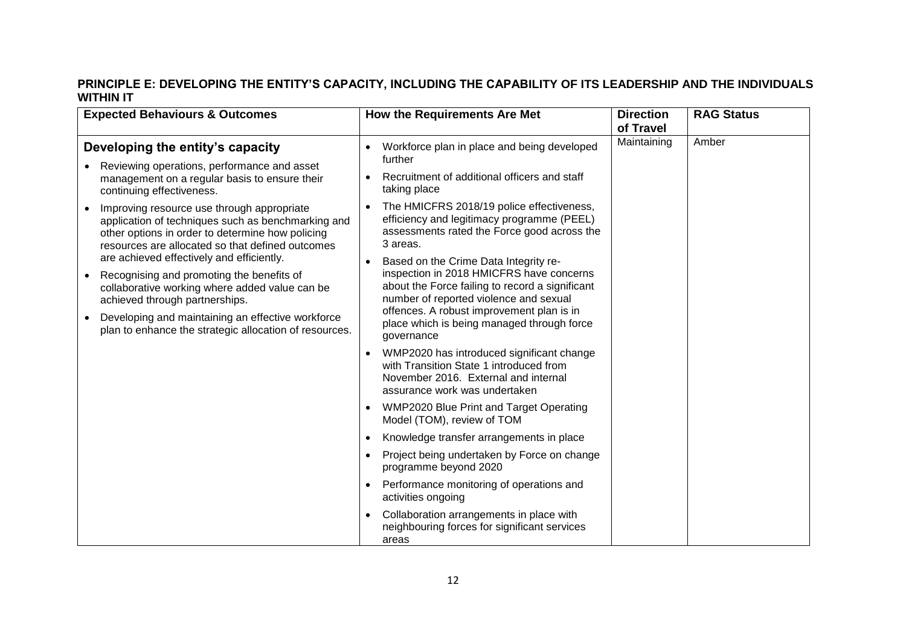## PRINCIPLE E: DEVELOPING THE ENTITY'S CAPACITY, INCLUDING THE CAPABILITY OF ITS LEADERSHIP AND THE INDIVIDUALS WITHIN IT

| Expected Behaviours & Outcomes | How the Requirements Are Met | Direction of Travel | RAG Status |
|---|---|---|---|
| **Developing the entity's capacity**<br>• Reviewing operations, performance and asset management on a regular basis to ensure their continuing effectiveness.<br>• Improving resource use through appropriate application of techniques such as benchmarking and other options in order to determine how policing resources are allocated so that defined outcomes are achieved effectively and efficiently.<br>• Recognising and promoting the benefits of collaborative working where added value can be achieved through partnerships.<br>• Developing and maintaining an effective workforce plan to enhance the strategic allocation of resources. | • Workforce plan in place and being developed further<br>• Recruitment of additional officers and staff taking place<br>• The HMICFRS 2018/19 police effectiveness, efficiency and legitimacy programme (PEEL) assessments rated the Force good across the 3 areas.<br>• Based on the Crime Data Integrity re-inspection in 2018 HMICFRS have concerns about the Force failing to record a significant number of reported violence and sexual offences. A robust improvement plan is in place which is being managed through force governance<br>• WMP2020 has introduced significant change with Transition State 1 introduced from November 2016. External and internal assurance work was undertaken<br>• WMP2020 Blue Print and Target Operating Model (TOM), review of TOM<br>• Knowledge transfer arrangements in place<br>• Project being undertaken by Force on change programme beyond 2020<br>• Performance monitoring of operations and activities ongoing<br>• Collaboration arrangements in place with neighbouring forces for significant services areas | Maintaining | Amber |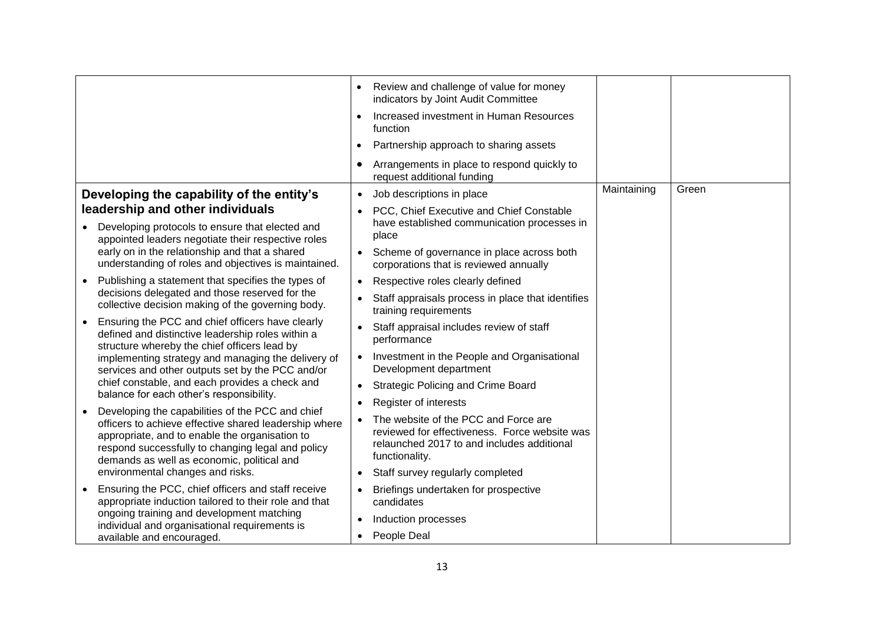| | | | |
|---|---|---|---|
| | • Review and challenge of value for money indicators by Joint Audit Committee<br>• Increased investment in Human Resources function<br>• Partnership approach to sharing assets<br>• Arrangements in place to respond quickly to request additional funding | | |
| **Developing the capability of the entity's leadership and other individuals**<br>• Developing protocols to ensure that elected and appointed leaders negotiate their respective roles early on in the relationship and that a shared understanding of roles and objectives is maintained.<br>• Publishing a statement that specifies the types of decisions delegated and those reserved for the collective decision making of the governing body.<br>• Ensuring the PCC and chief officers have clearly defined and distinctive leadership roles within a structure whereby the chief officers lead by implementing strategy and managing the delivery of services and other outputs set by the PCC and/or chief constable, and each provides a check and balance for each other's responsibility.<br>• Developing the capabilities of the PCC and chief officers to achieve effective shared leadership where appropriate, and to enable the organisation to respond successfully to changing legal and policy demands as well as economic, political and environmental changes and risks.<br>• Ensuring the PCC, chief officers and staff receive appropriate induction tailored to their role and that ongoing training and development matching individual and organisational requirements is available and encouraged. | • Job descriptions in place<br>• PCC, Chief Executive and Chief Constable have established communication processes in place<br>• Scheme of governance in place across both corporations that is reviewed annually<br>• Respective roles clearly defined<br>• Staff appraisals process in place that identifies training requirements<br>• Staff appraisal includes review of staff performance<br>• Investment in the People and Organisational Development department<br>• Strategic Policing and Crime Board<br>• Register of interests<br>• The website of the PCC and Force are reviewed for effectiveness. Force website was relaunched 2017 to and includes additional functionality.<br>• Staff survey regularly completed<br>• Briefings undertaken for prospective candidates<br>• Induction processes<br>• People Deal | Maintaining | Green |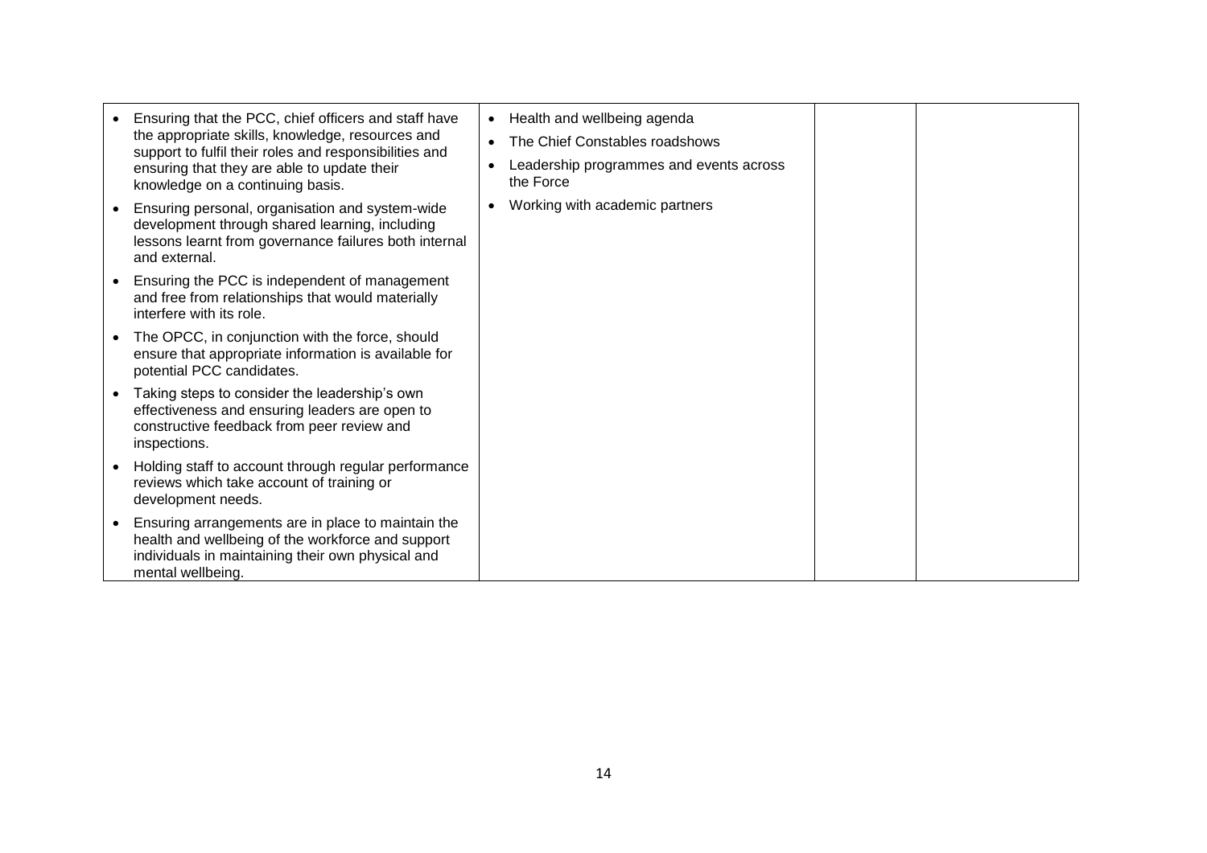| | | | |
|---|---|---|---|
| • Ensuring that the PCC, chief officers and staff have the appropriate skills, knowledge, resources and support to fulfil their roles and responsibilities and ensuring that they are able to update their knowledge on a continuing basis.<br>• Ensuring personal, organisation and system-wide development through shared learning, including lessons learnt from governance failures both internal and external.<br>• Ensuring the PCC is independent of management and free from relationships that would materially interfere with its role.<br>• The OPCC, in conjunction with the force, should ensure that appropriate information is available for potential PCC candidates.<br>• Taking steps to consider the leadership's own effectiveness and ensuring leaders are open to constructive feedback from peer review and inspections.<br>• Holding staff to account through regular performance reviews which take account of training or development needs.<br>• Ensuring arrangements are in place to maintain the health and wellbeing of the workforce and support individuals in maintaining their own physical and mental wellbeing. | • Health and wellbeing agenda<br>• The Chief Constables roadshows<br>• Leadership programmes and events across the Force<br>• Working with academic partners | | |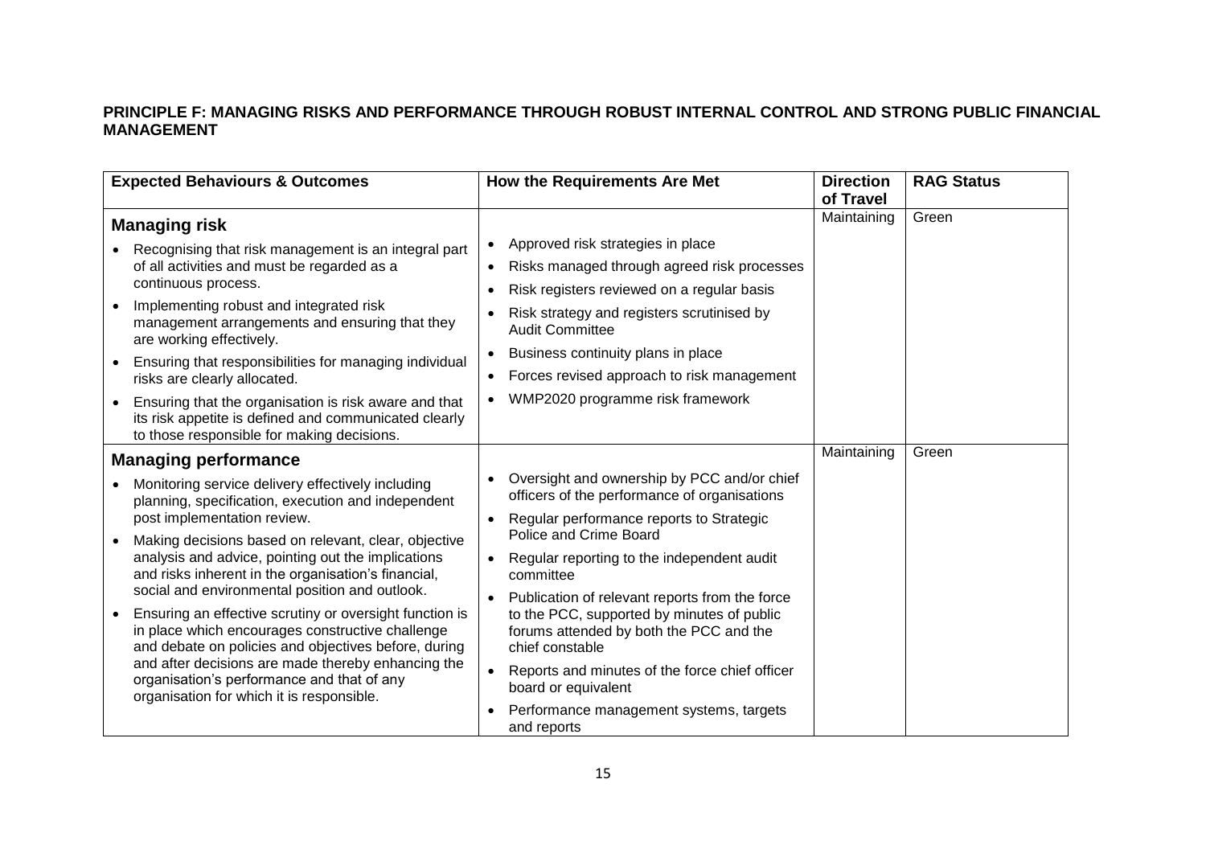**PRINCIPLE F: MANAGING RISKS AND PERFORMANCE THROUGH ROBUST INTERNAL CONTROL AND STRONG PUBLIC FINANCIAL MANAGEMENT**

| Expected Behaviours & Outcomes | How the Requirements Are Met | Direction of Travel | RAG Status |
|---|---|---|---|
| **Managing risk**<br>• Recognising that risk management is an integral part of all activities and must be regarded as a continuous process.<br>• Implementing robust and integrated risk management arrangements and ensuring that they are working effectively.<br>• Ensuring that responsibilities for managing individual risks are clearly allocated.<br>• Ensuring that the organisation is risk aware and that its risk appetite is defined and communicated clearly to those responsible for making decisions. | • Approved risk strategies in place<br>• Risks managed through agreed risk processes<br>• Risk registers reviewed on a regular basis<br>• Risk strategy and registers scrutinised by Audit Committee<br>• Business continuity plans in place<br>• Forces revised approach to risk management<br>• WMP2020 programme risk framework | Maintaining | Green |
| **Managing performance**<br>• Monitoring service delivery effectively including planning, specification, execution and independent post implementation review.<br>• Making decisions based on relevant, clear, objective analysis and advice, pointing out the implications and risks inherent in the organisation's financial, social and environmental position and outlook.<br>• Ensuring an effective scrutiny or oversight function is in place which encourages constructive challenge and debate on policies and objectives before, during and after decisions are made thereby enhancing the organisation's performance and that of any organisation for which it is responsible. | • Oversight and ownership by PCC and/or chief officers of the performance of organisations<br>• Regular performance reports to Strategic Police and Crime Board<br>• Regular reporting to the independent audit committee<br>• Publication of relevant reports from the force to the PCC, supported by minutes of public forums attended by both the PCC and the chief constable<br>• Reports and minutes of the force chief officer board or equivalent<br>• Performance management systems, targets and reports | Maintaining | Green |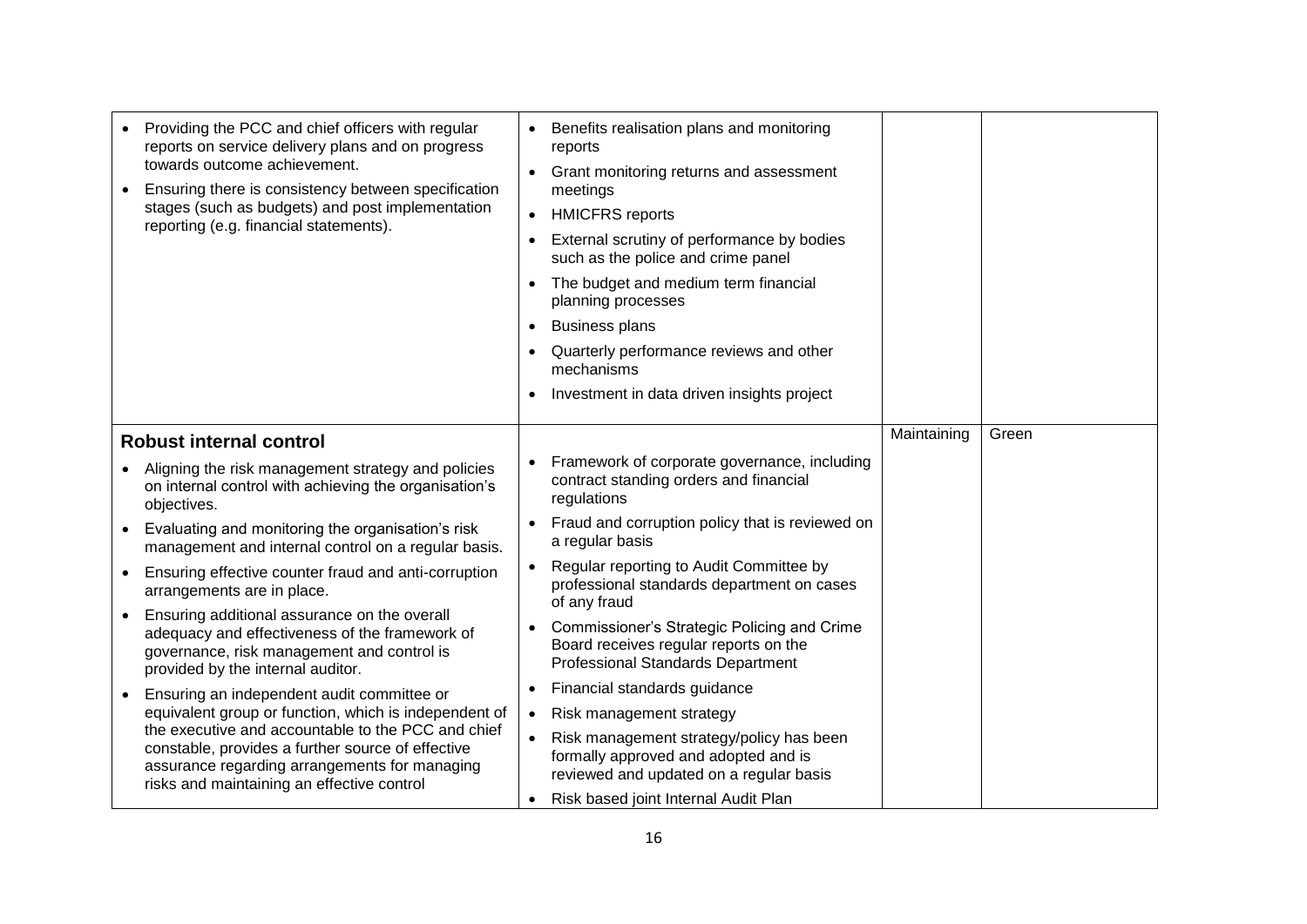| | | | |
|---|---|---|---|
| • Providing the PCC and chief officers with regular reports on service delivery plans and on progress towards outcome achievement.<br>• Ensuring there is consistency between specification stages (such as budgets) and post implementation reporting (e.g. financial statements). | • Benefits realisation plans and monitoring reports<br>• Grant monitoring returns and assessment meetings<br>• HMICFRS reports<br>• External scrutiny of performance by bodies such as the police and crime panel<br>• The budget and medium term financial planning processes<br>• Business plans<br>• Quarterly performance reviews and other mechanisms<br>• Investment in data driven insights project | | |
| **Robust internal control**<br>• Aligning the risk management strategy and policies on internal control with achieving the organisation's objectives.<br>• Evaluating and monitoring the organisation's risk management and internal control on a regular basis.<br>• Ensuring effective counter fraud and anti-corruption arrangements are in place.<br>• Ensuring additional assurance on the overall adequacy and effectiveness of the framework of governance, risk management and control is provided by the internal auditor.<br>• Ensuring an independent audit committee or equivalent group or function, which is independent of the executive and accountable to the PCC and chief constable, provides a further source of effective assurance regarding arrangements for managing risks and maintaining an effective control | • Framework of corporate governance, including contract standing orders and financial regulations<br>• Fraud and corruption policy that is reviewed on a regular basis<br>• Regular reporting to Audit Committee by professional standards department on cases of any fraud<br>• Commissioner's Strategic Policing and Crime Board receives regular reports on the Professional Standards Department<br>• Financial standards guidance<br>• Risk management strategy<br>• Risk management strategy/policy has been formally approved and adopted and is reviewed and updated on a regular basis<br>• Risk based joint Internal Audit Plan | Maintaining | Green |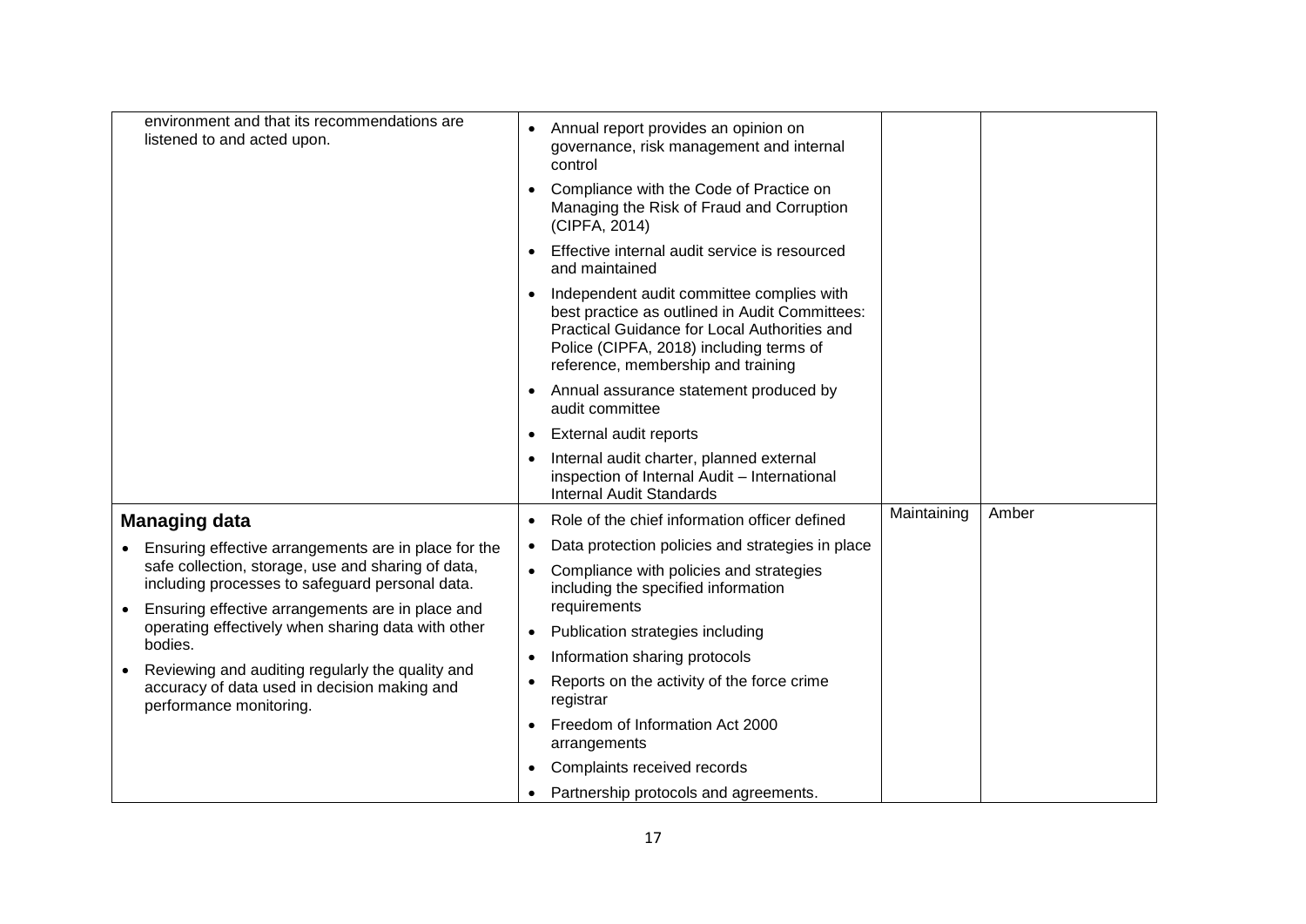| | | | |
|---|---|---|---|
| environment and that its recommendations are listened to and acted upon. | • Annual report provides an opinion on governance, risk management and internal control<br>• Compliance with the Code of Practice on Managing the Risk of Fraud and Corruption (CIPFA, 2014)<br>• Effective internal audit service is resourced and maintained<br>• Independent audit committee complies with best practice as outlined in Audit Committees: Practical Guidance for Local Authorities and Police (CIPFA, 2018) including terms of reference, membership and training<br>• Annual assurance statement produced by audit committee<br>• External audit reports<br>• Internal audit charter, planned external inspection of Internal Audit – International Internal Audit Standards | | |
| **Managing data**<br>• Ensuring effective arrangements are in place for the safe collection, storage, use and sharing of data, including processes to safeguard personal data.<br>• Ensuring effective arrangements are in place and operating effectively when sharing data with other bodies.<br>• Reviewing and auditing regularly the quality and accuracy of data used in decision making and performance monitoring. | • Role of the chief information officer defined<br>• Data protection policies and strategies in place<br>• Compliance with policies and strategies including the specified information requirements<br>• Publication strategies including<br>• Information sharing protocols<br>• Reports on the activity of the force crime registrar<br>• Freedom of Information Act 2000 arrangements<br>• Complaints received records<br>• Partnership protocols and agreements. | Maintaining | Amber |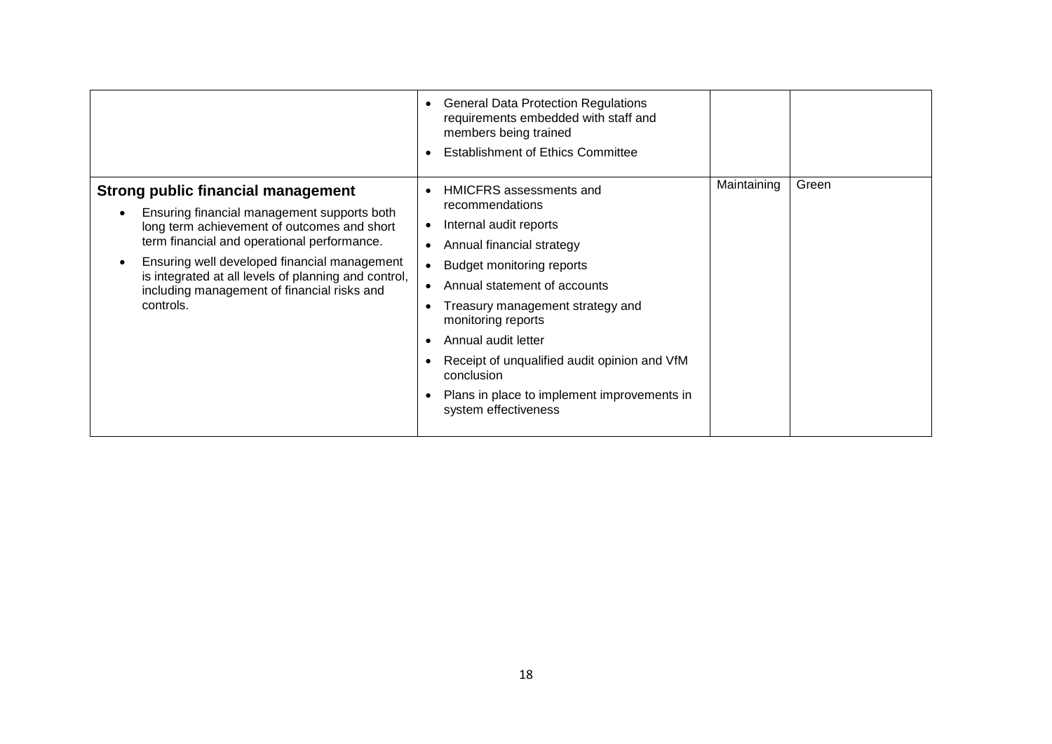| | | | |
|---|---|---|---|
| | • General Data Protection Regulations requirements embedded with staff and members being trained<br>• Establishment of Ethics Committee | | |
| **Strong public financial management**<br>• Ensuring financial management supports both long term achievement of outcomes and short term financial and operational performance.<br>• Ensuring well developed financial management is integrated at all levels of planning and control, including management of financial risks and controls. | • HMICFRS assessments and recommendations<br>• Internal audit reports<br>• Annual financial strategy<br>• Budget monitoring reports<br>• Annual statement of accounts<br>• Treasury management strategy and monitoring reports<br>• Annual audit letter<br>• Receipt of unqualified audit opinion and VfM conclusion<br>• Plans in place to implement improvements in system effectiveness | Maintaining | Green |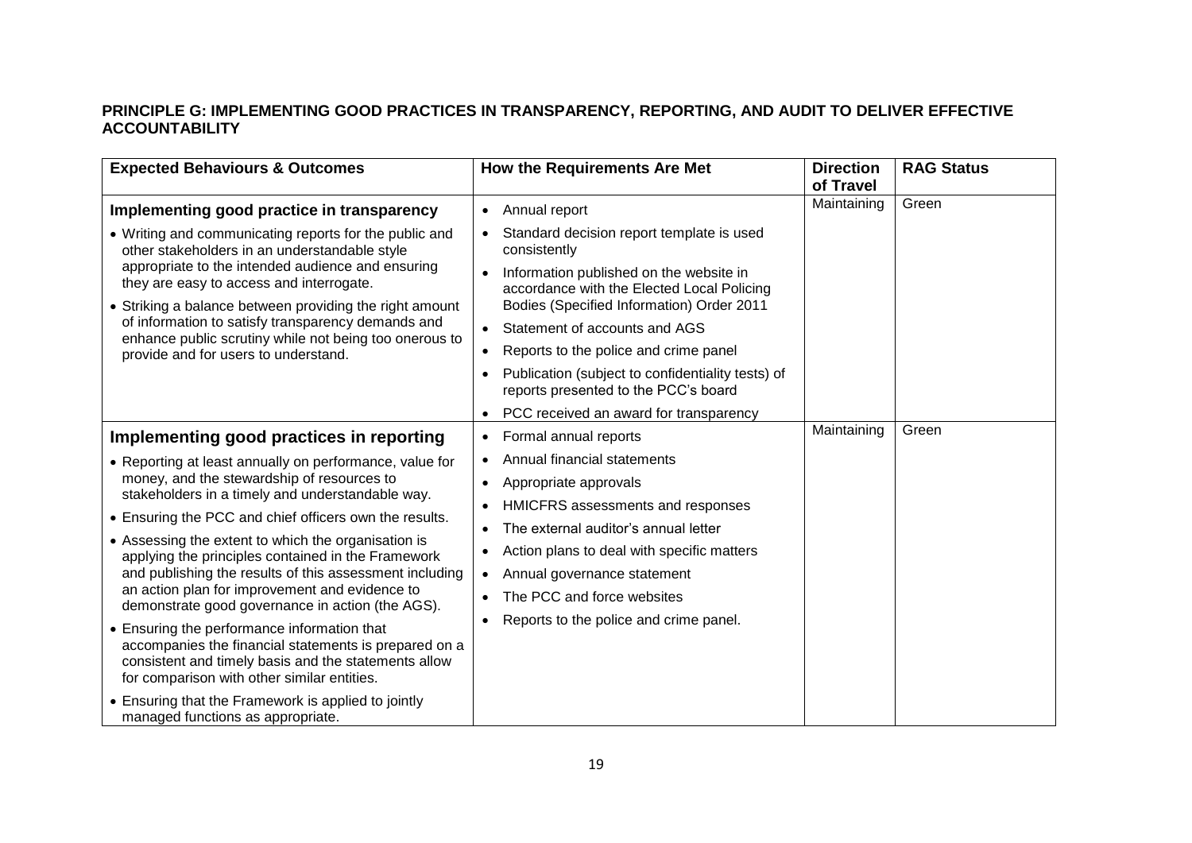**PRINCIPLE G: IMPLEMENTING GOOD PRACTICES IN TRANSPARENCY, REPORTING, AND AUDIT TO DELIVER EFFECTIVE ACCOUNTABILITY**

| Expected Behaviours & Outcomes | How the Requirements Are Met | Direction of Travel | RAG Status |
|---|---|---|---|
| **Implementing good practice in transparency**<br>• Writing and communicating reports for the public and other stakeholders in an understandable style appropriate to the intended audience and ensuring they are easy to access and interrogate.<br>• Striking a balance between providing the right amount of information to satisfy transparency demands and enhance public scrutiny while not being too onerous to provide and for users to understand. | • Annual report<br>• Standard decision report template is used consistently<br>• Information published on the website in accordance with the Elected Local Policing Bodies (Specified Information) Order 2011<br>• Statement of accounts and AGS<br>• Reports to the police and crime panel<br>• Publication (subject to confidentiality tests) of reports presented to the PCC's board<br>• PCC received an award for transparency | Maintaining | Green |
| **Implementing good practices in reporting**<br>• Reporting at least annually on performance, value for money, and the stewardship of resources to stakeholders in a timely and understandable way.<br>• Ensuring the PCC and chief officers own the results.<br>• Assessing the extent to which the organisation is applying the principles contained in the Framework and publishing the results of this assessment including an action plan for improvement and evidence to demonstrate good governance in action (the AGS).<br>• Ensuring the performance information that accompanies the financial statements is prepared on a consistent and timely basis and the statements allow for comparison with other similar entities.<br>• Ensuring that the Framework is applied to jointly managed functions as appropriate. | • Formal annual reports<br>• Annual financial statements<br>• Appropriate approvals<br>• HMICFRS assessments and responses<br>• The external auditor's annual letter<br>• Action plans to deal with specific matters<br>• Annual governance statement<br>• The PCC and force websites<br>• Reports to the police and crime panel. | Maintaining | Green |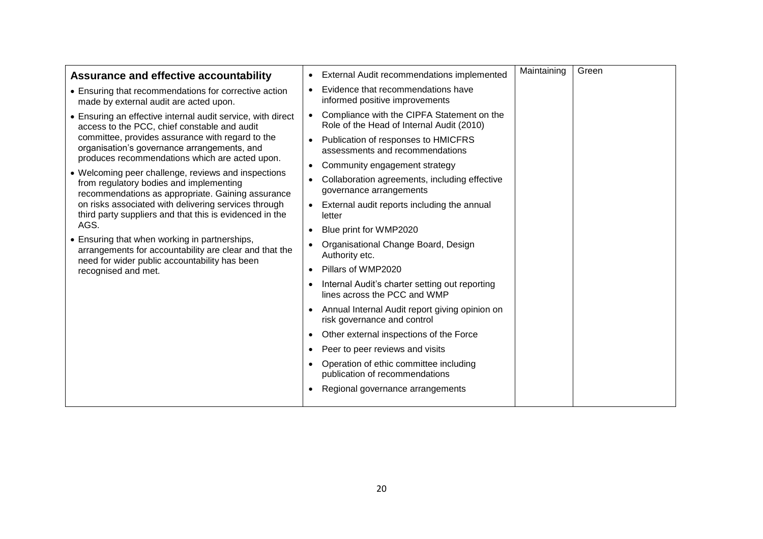| | | | |
|---|---|---|---|
| **Assurance and effective accountability**<br><br>• Ensuring that recommendations for corrective action made by external audit are acted upon.<br>• Ensuring an effective internal audit service, with direct access to the PCC, chief constable and audit committee, provides assurance with regard to the organisation's governance arrangements, and produces recommendations which are acted upon.<br>• Welcoming peer challenge, reviews and inspections from regulatory bodies and implementing recommendations as appropriate. Gaining assurance on risks associated with delivering services through third party suppliers and that this is evidenced in the AGS.<br>• Ensuring that when working in partnerships, arrangements for accountability are clear and that the need for wider public accountability has been recognised and met. | • External Audit recommendations implemented<br>• Evidence that recommendations have informed positive improvements<br>• Compliance with the CIPFA Statement on the Role of the Head of Internal Audit (2010)<br>• Publication of responses to HMICFRS assessments and recommendations<br>• Community engagement strategy<br>• Collaboration agreements, including effective governance arrangements<br>• External audit reports including the annual letter<br>• Blue print for WMP2020<br>• Organisational Change Board, Design Authority etc.<br>• Pillars of WMP2020<br>• Internal Audit's charter setting out reporting lines across the PCC and WMP<br>• Annual Internal Audit report giving opinion on risk governance and control<br>• Other external inspections of the Force<br>• Peer to peer reviews and visits<br>• Operation of ethic committee including publication of recommendations<br>• Regional governance arrangements | Maintaining | Green |